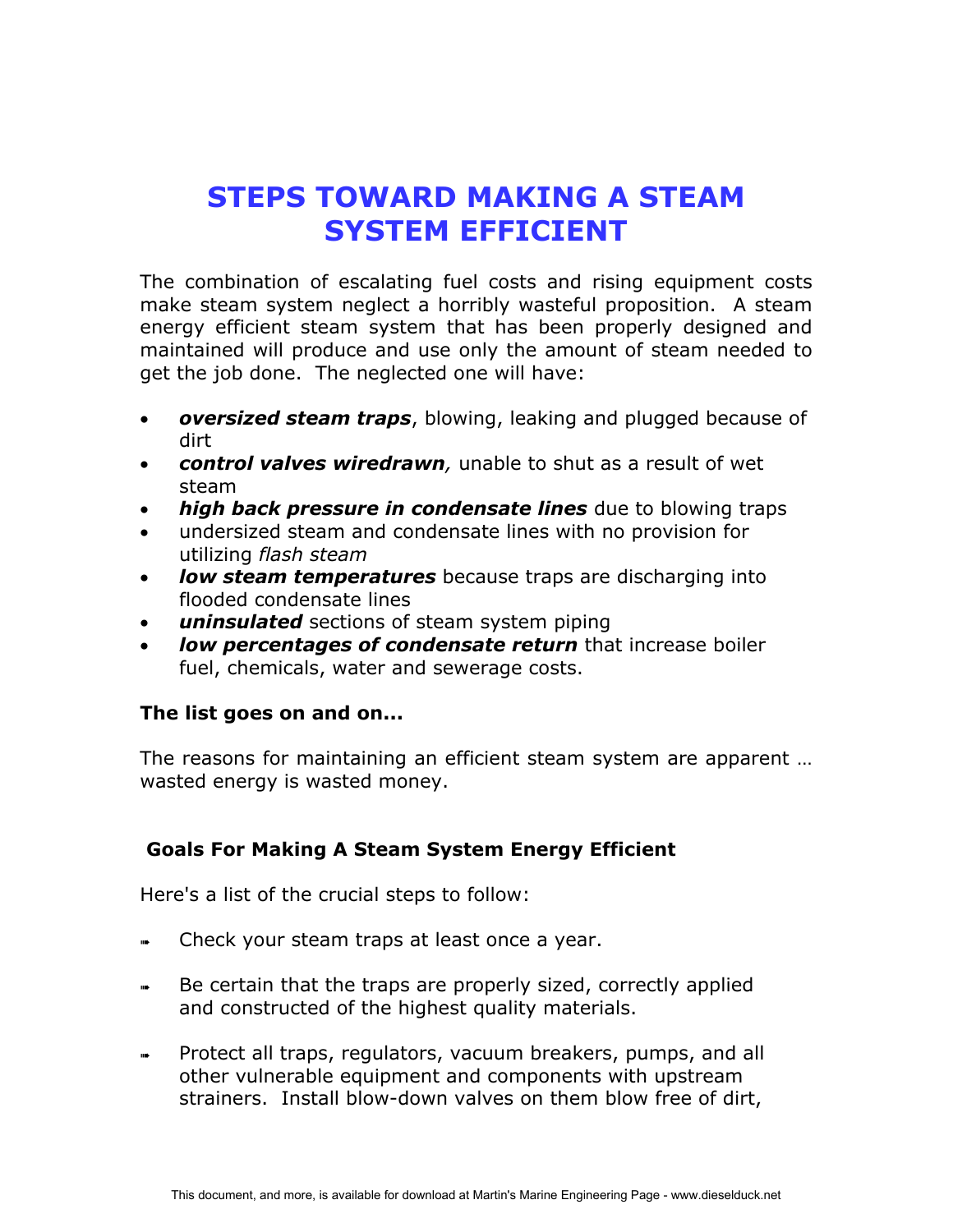# STEPS TOWARD MAKING A STEAM SYSTEM EFFICIENT

The combination of escalating fuel costs and rising equipment costs make steam system neglect a horribly wasteful proposition. A steam energy efficient steam system that has been properly designed and maintained will produce and use only the amount of steam needed to get the job done. The neglected one will have:

- ***oversized steam traps***, blowing, leaking and plugged because of dirt
- ***control valves wiredrawn****,* unable to shut as a result of wet steam
- ***high back pressure in condensate lines*** due to blowing traps
- undersized steam and condensate lines with no provision for utilizing *flash steam*
- ***low steam temperatures*** because traps are discharging into flooded condensate lines
- ***uninsulated*** sections of steam system piping
- ***low percentages of condensate return*** that increase boiler fuel, chemicals, water and sewerage costs.

**The list goes on and on...**

The reasons for maintaining an efficient steam system are apparent … wasted energy is wasted money.

## Goals For Making A Steam System Energy Efficient

Here's a list of the crucial steps to follow:

- Check your steam traps at least once a year.
- Be certain that the traps are properly sized, correctly applied and constructed of the highest quality materials.
- Protect all traps, regulators, vacuum breakers, pumps, and all other vulnerable equipment and components with upstream strainers. Install blow-down valves on them blow free of dirt,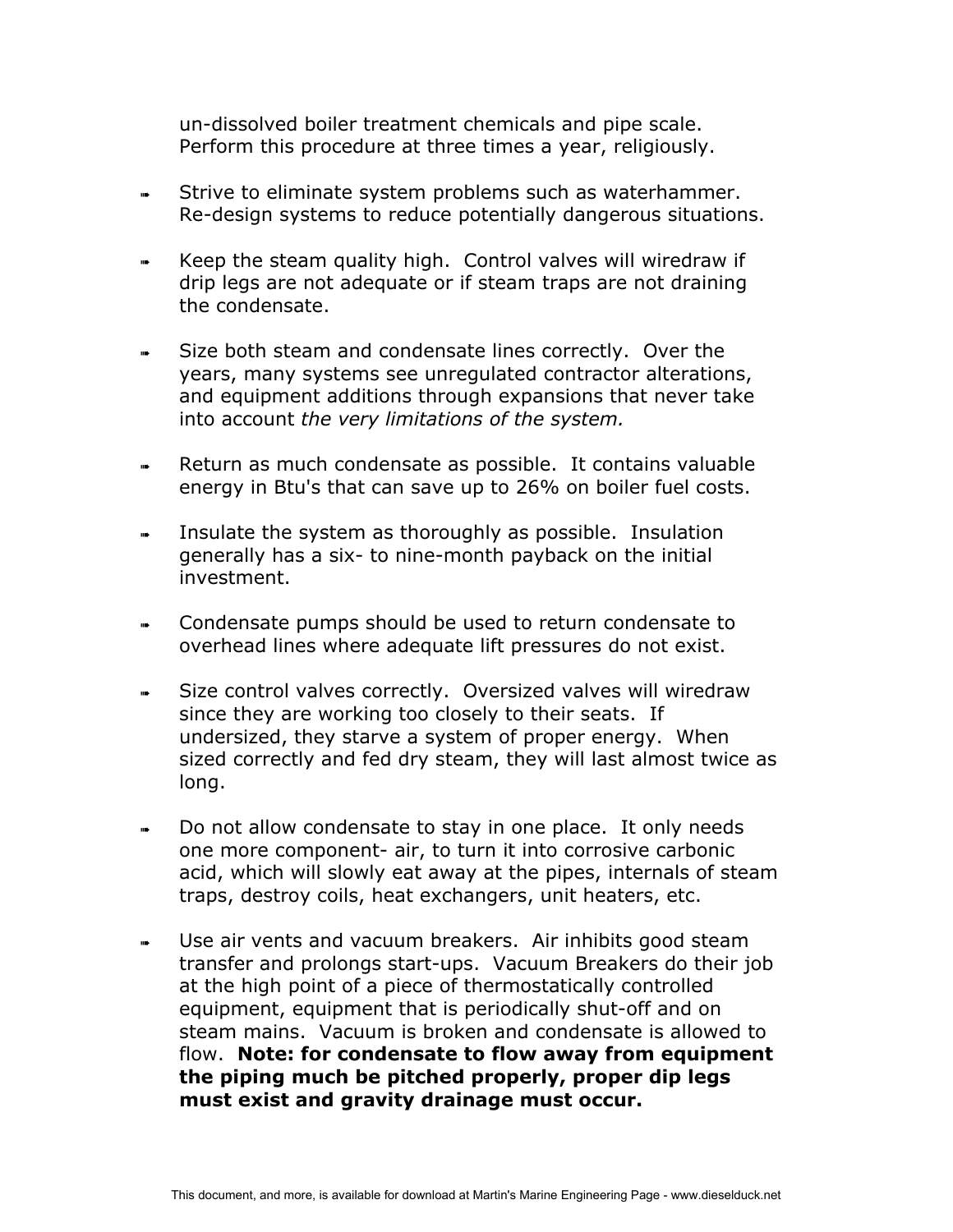un-dissolved boiler treatment chemicals and pipe scale. Perform this procedure at three times a year, religiously.

- Strive to eliminate system problems such as waterhammer. Re-design systems to reduce potentially dangerous situations.

- Keep the steam quality high. Control valves will wiredraw if drip legs are not adequate or if steam traps are not draining the condensate.

- Size both steam and condensate lines correctly. Over the years, many systems see unregulated contractor alterations, and equipment additions through expansions that never take into account *the very limitations of the system.*

- Return as much condensate as possible. It contains valuable energy in Btu's that can save up to 26% on boiler fuel costs.

- Insulate the system as thoroughly as possible. Insulation generally has a six- to nine-month payback on the initial investment.

- Condensate pumps should be used to return condensate to overhead lines where adequate lift pressures do not exist.

- Size control valves correctly. Oversized valves will wiredraw since they are working too closely to their seats. If undersized, they starve a system of proper energy. When sized correctly and fed dry steam, they will last almost twice as long.

- Do not allow condensate to stay in one place. It only needs one more component- air, to turn it into corrosive carbonic acid, which will slowly eat away at the pipes, internals of steam traps, destroy coils, heat exchangers, unit heaters, etc.

- Use air vents and vacuum breakers. Air inhibits good steam transfer and prolongs start-ups. Vacuum Breakers do their job at the high point of a piece of thermostatically controlled equipment, equipment that is periodically shut-off and on steam mains. Vacuum is broken and condensate is allowed to flow. **Note: for condensate to flow away from equipment the piping much be pitched properly, proper dip legs must exist and gravity drainage must occur.**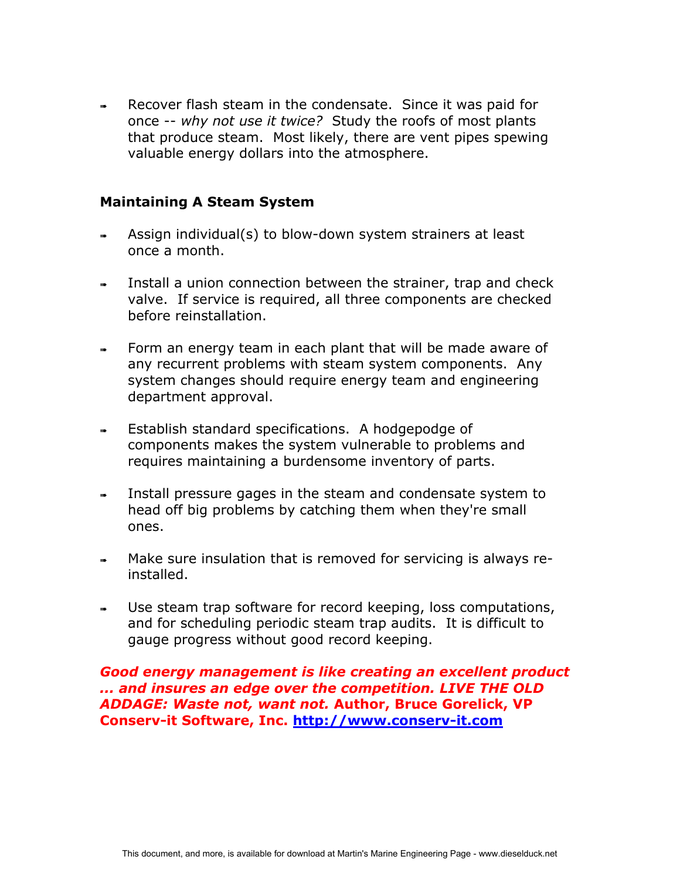- Recover flash steam in the condensate. Since it was paid for once -- *why not use it twice?* Study the roofs of most plants that produce steam. Most likely, there are vent pipes spewing valuable energy dollars into the atmosphere.

## Maintaining A Steam System

- Assign individual(s) to blow-down system strainers at least once a month.

- Install a union connection between the strainer, trap and check valve. If service is required, all three components are checked before reinstallation.

- Form an energy team in each plant that will be made aware of any recurrent problems with steam system components. Any system changes should require energy team and engineering department approval.

- Establish standard specifications. A hodgepodge of components makes the system vulnerable to problems and requires maintaining a burdensome inventory of parts.

- Install pressure gages in the steam and condensate system to head off big problems by catching them when they're small ones.

- Make sure insulation that is removed for servicing is always re-installed.

- Use steam trap software for record keeping, loss computations, and for scheduling periodic steam trap audits. It is difficult to gauge progress without good record keeping.

***Good energy management is like creating an excellent product ... and insures an edge over the competition. LIVE THE OLD ADDAGE: Waste not, want not.*** **Author, Bruce Gorelick, VP Conserv-it Software, Inc. [http://www.conserv-it.com](http://www.conserv-it.com)**